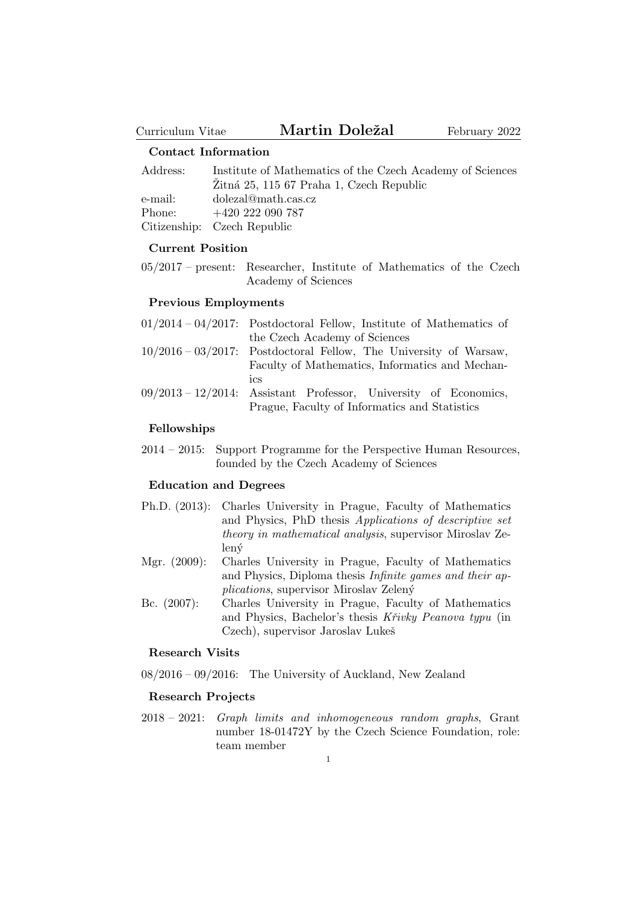Curriculum Vitae **Martin Doležal** February 2022

### Contact Information

| | |
|---|---|
| Address: | Institute of Mathematics of the Czech Academy of Sciences<br>Žitná 25, 115 67 Praha 1, Czech Republic |
| e-mail: | dolezal@math.cas.cz |
| Phone: | +420 222 090 787 |
| Citizenship: | Czech Republic |

### Current Position

05/2017 – present: Researcher, Institute of Mathematics of the Czech Academy of Sciences

### Previous Employments

01/2014 – 04/2017: Postdoctoral Fellow, Institute of Mathematics of the Czech Academy of Sciences

10/2016 – 03/2017: Postdoctoral Fellow, The University of Warsaw, Faculty of Mathematics, Informatics and Mechanics

09/2013 – 12/2014: Assistant Professor, University of Economics, Prague, Faculty of Informatics and Statistics

### Fellowships

2014 – 2015: Support Programme for the Perspective Human Resources, founded by the Czech Academy of Sciences

### Education and Degrees

Ph.D. (2013): Charles University in Prague, Faculty of Mathematics and Physics, PhD thesis *Applications of descriptive set theory in mathematical analysis*, supervisor Miroslav Zelený

Mgr. (2009): Charles University in Prague, Faculty of Mathematics and Physics, Diploma thesis *Infinite games and their applications*, supervisor Miroslav Zelený

Bc. (2007): Charles University in Prague, Faculty of Mathematics and Physics, Bachelor's thesis *Křivky Peanova typu* (in Czech), supervisor Jaroslav Lukeš

### Research Visits

08/2016 – 09/2016: The University of Auckland, New Zealand

### Research Projects

2018 – 2021: *Graph limits and inhomogeneous random graphs*, Grant number 18-01472Y by the Czech Science Foundation, role: team member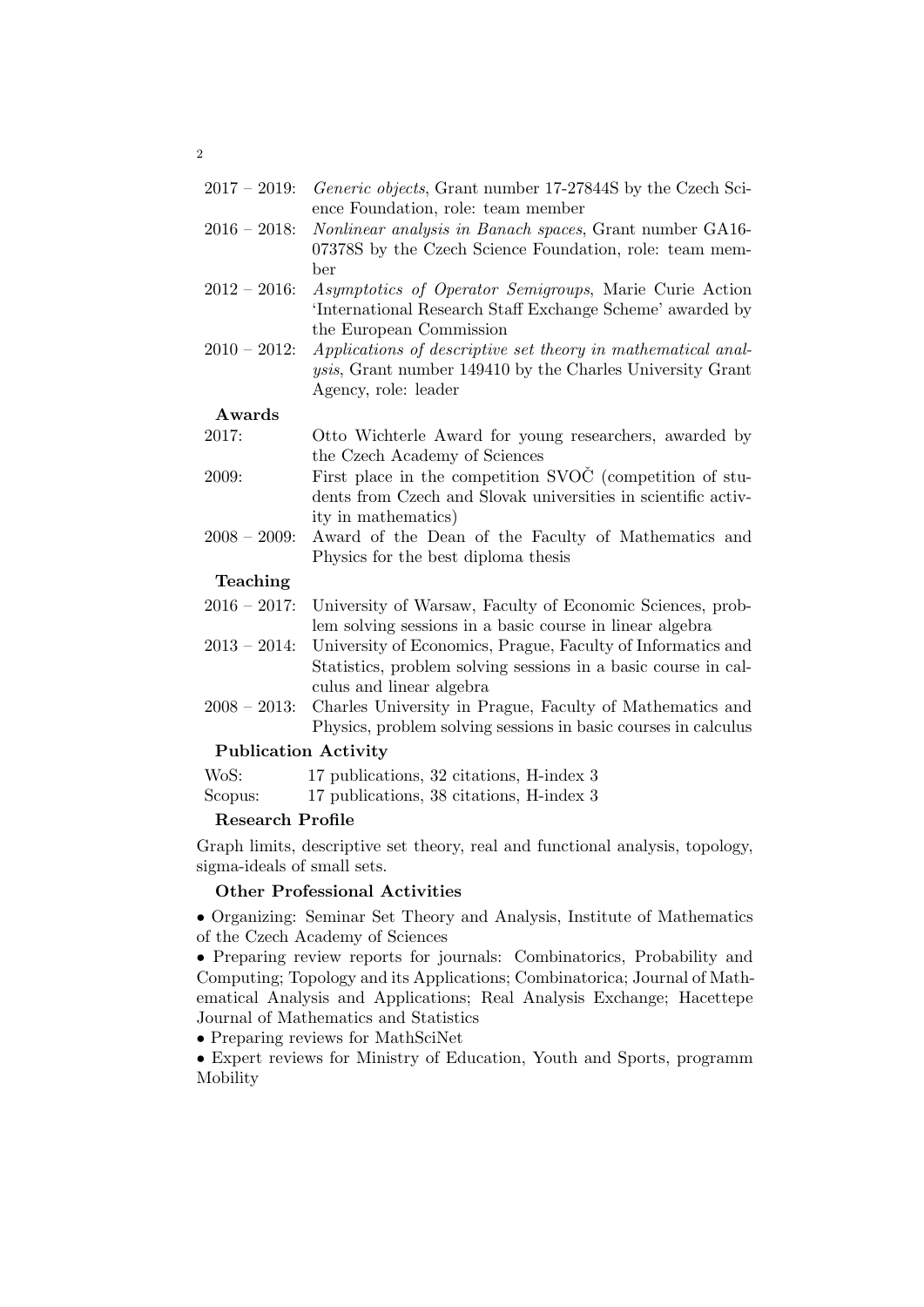2017 – 2019: *Generic objects*, Grant number 17-27844S by the Czech Science Foundation, role: team member

2016 – 2018: *Nonlinear analysis in Banach spaces*, Grant number GA16-07378S by the Czech Science Foundation, role: team member

2012 – 2016: *Asymptotics of Operator Semigroups*, Marie Curie Action 'International Research Staff Exchange Scheme' awarded by the European Commission

2010 – 2012: *Applications of descriptive set theory in mathematical analysis*, Grant number 149410 by the Charles University Grant Agency, role: leader

### Awards

2017: Otto Wichterle Award for young researchers, awarded by the Czech Academy of Sciences

2009: First place in the competition SVOČ (competition of students from Czech and Slovak universities in scientific activity in mathematics)

2008 – 2009: Award of the Dean of the Faculty of Mathematics and Physics for the best diploma thesis

### Teaching

2016 – 2017: University of Warsaw, Faculty of Economic Sciences, problem solving sessions in a basic course in linear algebra

2013 – 2014: University of Economics, Prague, Faculty of Informatics and Statistics, problem solving sessions in a basic course in calculus and linear algebra

2008 – 2013: Charles University in Prague, Faculty of Mathematics and Physics, problem solving sessions in basic courses in calculus

### Publication Activity

WoS: 17 publications, 32 citations, H-index 3

Scopus: 17 publications, 38 citations, H-index 3

### Research Profile

Graph limits, descriptive set theory, real and functional analysis, topology, sigma-ideals of small sets.

### Other Professional Activities

- Organizing: Seminar Set Theory and Analysis, Institute of Mathematics of the Czech Academy of Sciences
- Preparing review reports for journals: Combinatorics, Probability and Computing; Topology and its Applications; Combinatorica; Journal of Mathematical Analysis and Applications; Real Analysis Exchange; Hacettepe Journal of Mathematics and Statistics
- Preparing reviews for MathSciNet
- Expert reviews for Ministry of Education, Youth and Sports, programm Mobility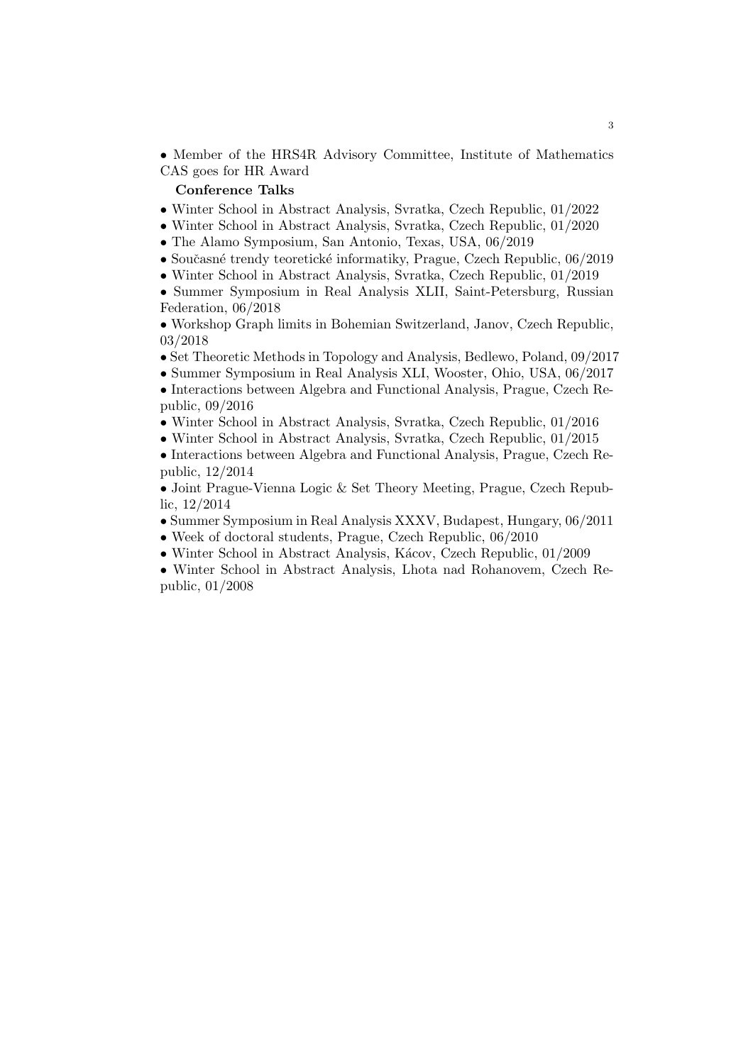- Member of the HRS4R Advisory Committee, Institute of Mathematics CAS goes for HR Award

**Conference Talks**

- Winter School in Abstract Analysis, Svratka, Czech Republic, 01/2022
- Winter School in Abstract Analysis, Svratka, Czech Republic, 01/2020
- The Alamo Symposium, San Antonio, Texas, USA, 06/2019
- Současné trendy teoretické informatiky, Prague, Czech Republic, 06/2019
- Winter School in Abstract Analysis, Svratka, Czech Republic, 01/2019
- Summer Symposium in Real Analysis XLII, Saint-Petersburg, Russian Federation, 06/2018
- Workshop Graph limits in Bohemian Switzerland, Janov, Czech Republic, 03/2018
- Set Theoretic Methods in Topology and Analysis, Bedlewo, Poland, 09/2017
- Summer Symposium in Real Analysis XLI, Wooster, Ohio, USA, 06/2017
- Interactions between Algebra and Functional Analysis, Prague, Czech Republic, 09/2016
- Winter School in Abstract Analysis, Svratka, Czech Republic, 01/2016
- Winter School in Abstract Analysis, Svratka, Czech Republic, 01/2015
- Interactions between Algebra and Functional Analysis, Prague, Czech Republic, 12/2014
- Joint Prague-Vienna Logic & Set Theory Meeting, Prague, Czech Republic, 12/2014
- Summer Symposium in Real Analysis XXXV, Budapest, Hungary, 06/2011
- Week of doctoral students, Prague, Czech Republic, 06/2010
- Winter School in Abstract Analysis, Kácov, Czech Republic, 01/2009
- Winter School in Abstract Analysis, Lhota nad Rohanovem, Czech Republic, 01/2008